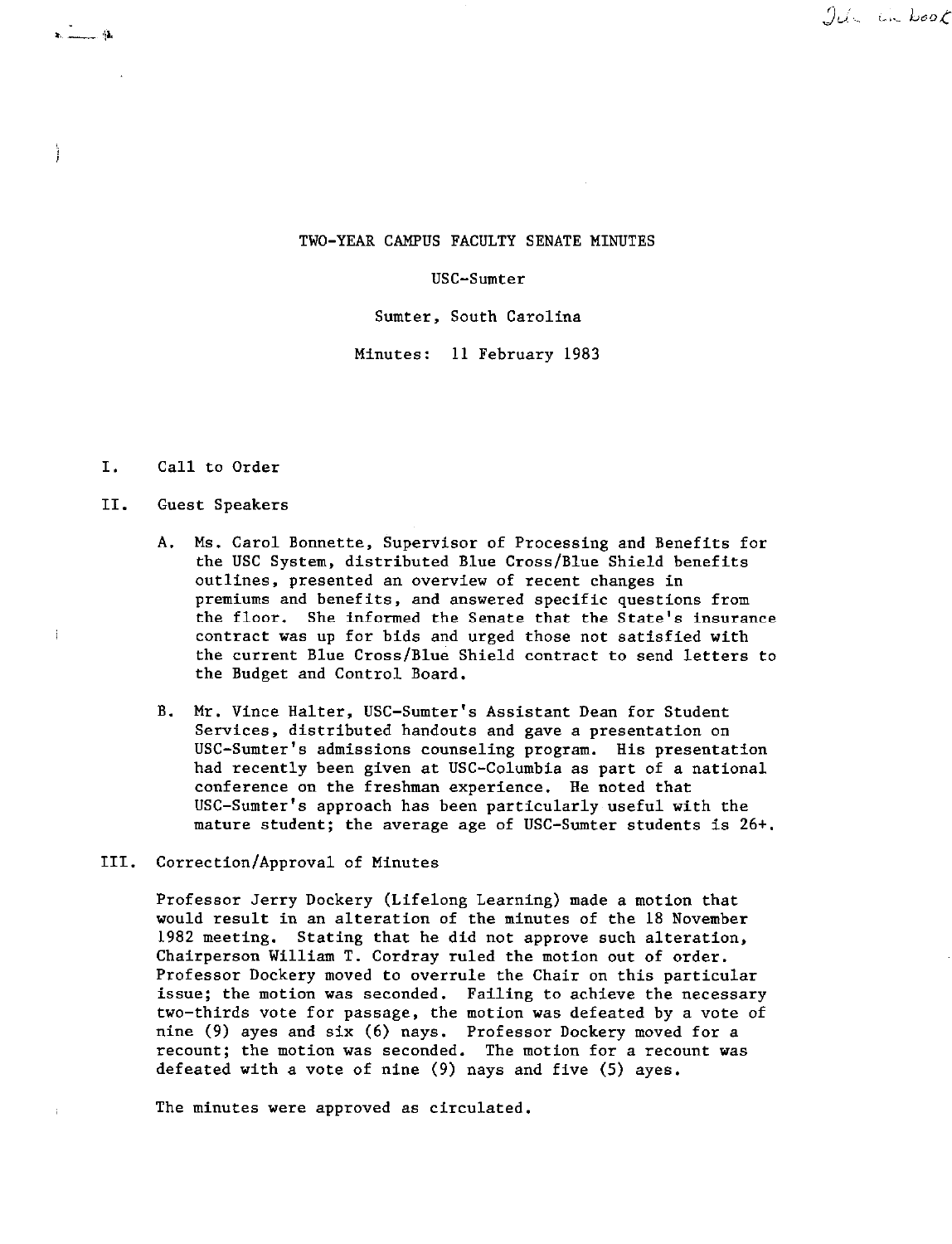# TWO-YEAR CAMPUS FACULTY SENATE MINUTES

USC-Sumter

Sumter, South Carolina

Minutes: 11 February 1983

I. Call to Order

II. Guest Speakers

A. Ms. Carol Bonnette, Supervisor of Processing and Benefits for the USC System, distributed Blue Cross/Blue Shield benefits outlines, presented an overview of recent changes in premiums and benefits, and answered specific questions from the floor. She informed the Senate that the State's insurance contract was up for bids and urged those not satisfied with the current Blue Cross/Blue Shield contract to send letters to the Budget and Control Board.

B. Mr. Vince Halter, USC-Sumter's Assistant Dean for Student Services, distributed handouts and gave a presentation on USC-Sumter's admissions counseling program. His presentation had recently been given at USC-Columbia as part of a national conference on the freshman experience. He noted that USC-Sumter's approach has been particularly useful with the mature student; the average age of USC-Sumter students is 26+.

III. Correction/Approval of Minutes

Professor Jerry Dockery (Lifelong Learning) made a motion that would result in an alteration of the minutes of the 18 November 1982 meeting. Stating that he did not approve such alteration, Chairperson William T. Cordray ruled the motion out of order. Professor Dockery moved to overrule the Chair on this particular issue; the motion was seconded. Failing to achieve the necessary two-thirds vote for passage, the motion was defeated by a vote of nine (9) ayes and six (6) nays. Professor Dockery moved for a recount; the motion was seconded. The motion for a recount was defeated with a vote of nine (9) nays and five (5) ayes.

The minutes were approved as circulated.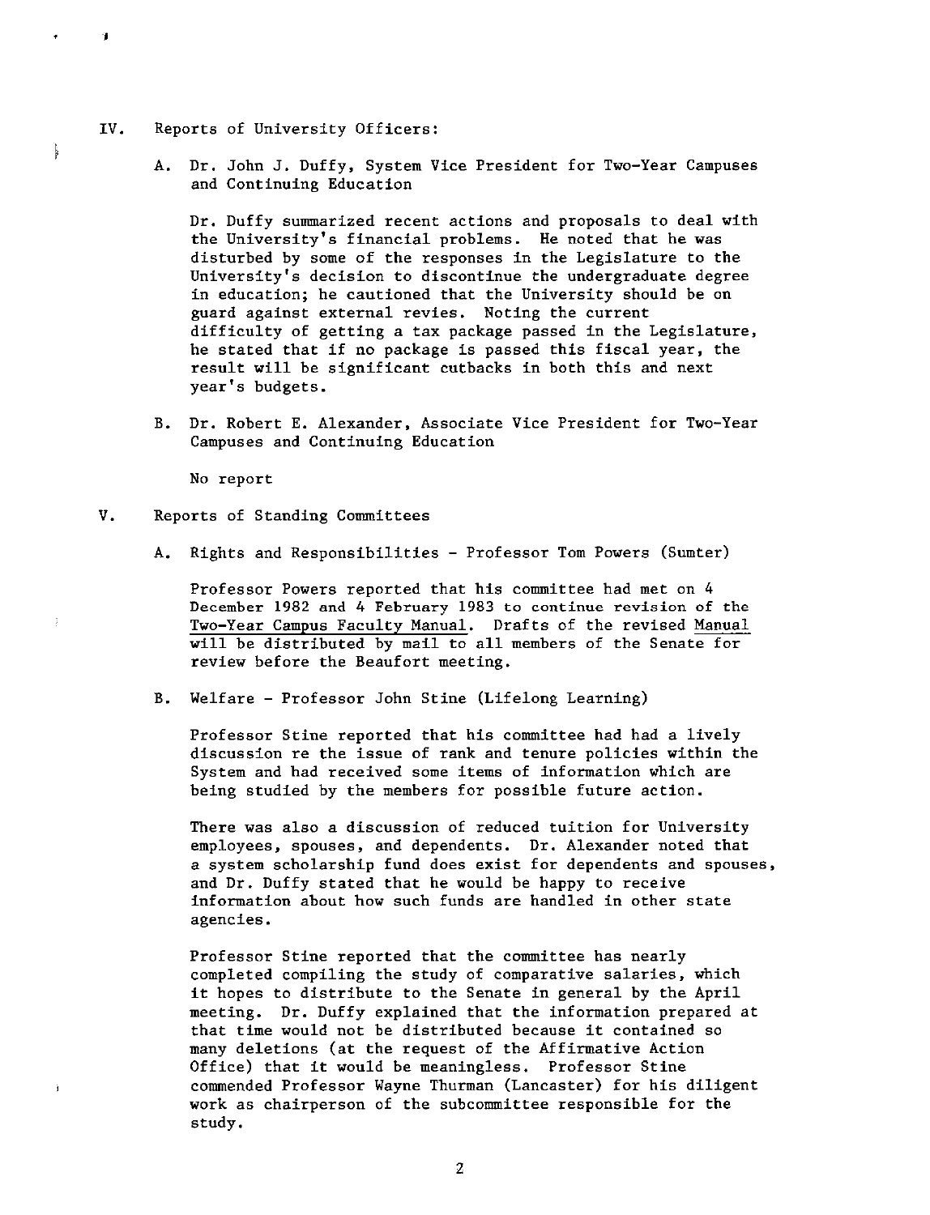IV. Reports of University Officers:

A. Dr. John J. Duffy, System Vice President for Two-Year Campuses and Continuing Education

Dr. Duffy summarized recent actions and proposals to deal with the University's financial problems. He noted that he was disturbed by some of the responses in the Legislature to the University's decision to discontinue the undergraduate degree in education; he cautioned that the University should be on guard against external revies. Noting the current difficulty of getting a tax package passed in the Legislature, he stated that if no package is passed this fiscal year, the result will be significant cutbacks in both this and next year's budgets.

B. Dr. Robert E. Alexander, Associate Vice President for Two-Year Campuses and Continuing Education

No report

V. Reports of Standing Committees

A. Rights and Responsibilities - Professor Tom Powers (Sumter)

Professor Powers reported that his committee had met on 4 December 1982 and 4 February 1983 to continue revision of the Two-Year Campus Faculty Manual. Drafts of the revised Manual will be distributed by mail to all members of the Senate for review before the Beaufort meeting.

B. Welfare - Professor John Stine (Lifelong Learning)

Professor Stine reported that his committee had had a lively discussion re the issue of rank and tenure policies within the System and had received some items of information which are being studied by the members for possible future action.

There was also a discussion of reduced tuition for University employees, spouses, and dependents. Dr. Alexander noted that a system scholarship fund does exist for dependents and spouses, and Dr. Duffy stated that he would be happy to receive information about how such funds are handled in other state agencies.

Professor Stine reported that the committee has nearly completed compiling the study of comparative salaries, which it hopes to distribute to the Senate in general by the April meeting. Dr. Duffy explained that the information prepared at that time would not be distributed because it contained so many deletions (at the request of the Affirmative Action Office) that it would be meaningless. Professor Stine commended Professor Wayne Thurman (Lancaster) for his diligent work as chairperson of the subcommittee responsible for the study.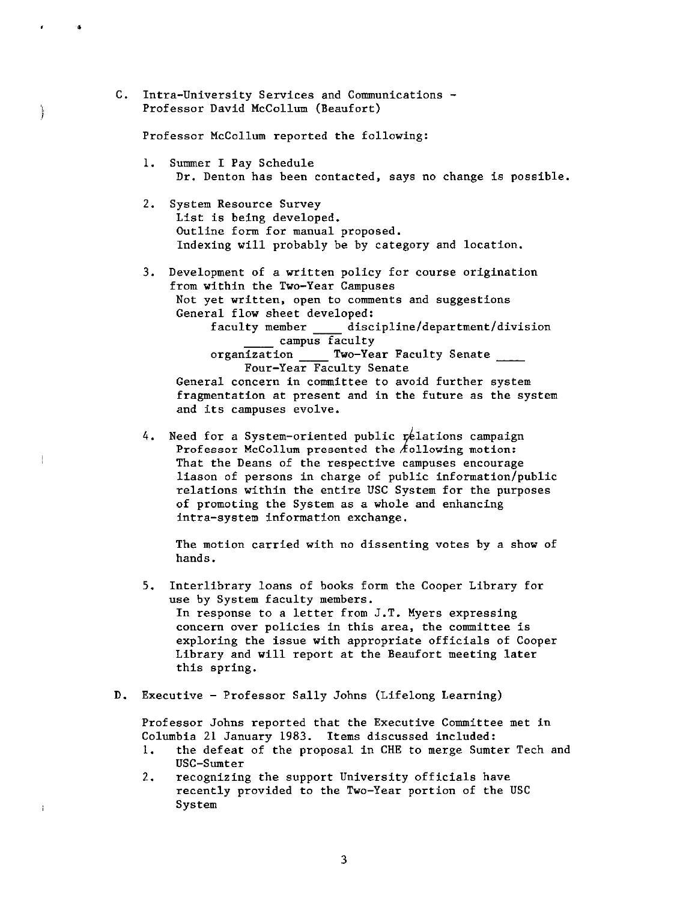C. Intra-University Services and Communications - Professor David McCollum (Beaufort)

Professor McCollum reported the following:

1. Summer I Pay Schedule
   Dr. Denton has been contacted, says no change is possible.

2. System Resource Survey
   List is being developed.
   Outline form for manual proposed.
   Indexing will probably be by category and location.

3. Development of a written policy for course origination from within the Two-Year Campuses
   Not yet written, open to comments and suggestions
   General flow sheet developed:
   faculty member ____ discipline/department/division ____ campus faculty organization ____ Two-Year Faculty Senate ____ Four-Year Faculty Senate
   General concern in committee to avoid further system fragmentation at present and in the future as the system and its campuses evolve.

4. Need for a System-oriented public relations campaign
   Professor McCollum presented the following motion:
   That the Deans of the respective campuses encourage liason of persons in charge of public information/public relations within the entire USC System for the purposes of promoting the System as a whole and enhancing intra-system information exchange.

   The motion carried with no dissenting votes by a show of hands.

5. Interlibrary loans of books form the Cooper Library for use by System faculty members.
   In response to a letter from J.T. Myers expressing concern over policies in this area, the committee is exploring the issue with appropriate officials of Cooper Library and will report at the Beaufort meeting later this spring.

D. Executive - Professor Sally Johns (Lifelong Learning)

Professor Johns reported that the Executive Committee met in Columbia 21 January 1983. Items discussed included:

1. the defeat of the proposal in CHE to merge Sumter Tech and USC-Sumter
2. recognizing the support University officials have recently provided to the Two-Year portion of the USC System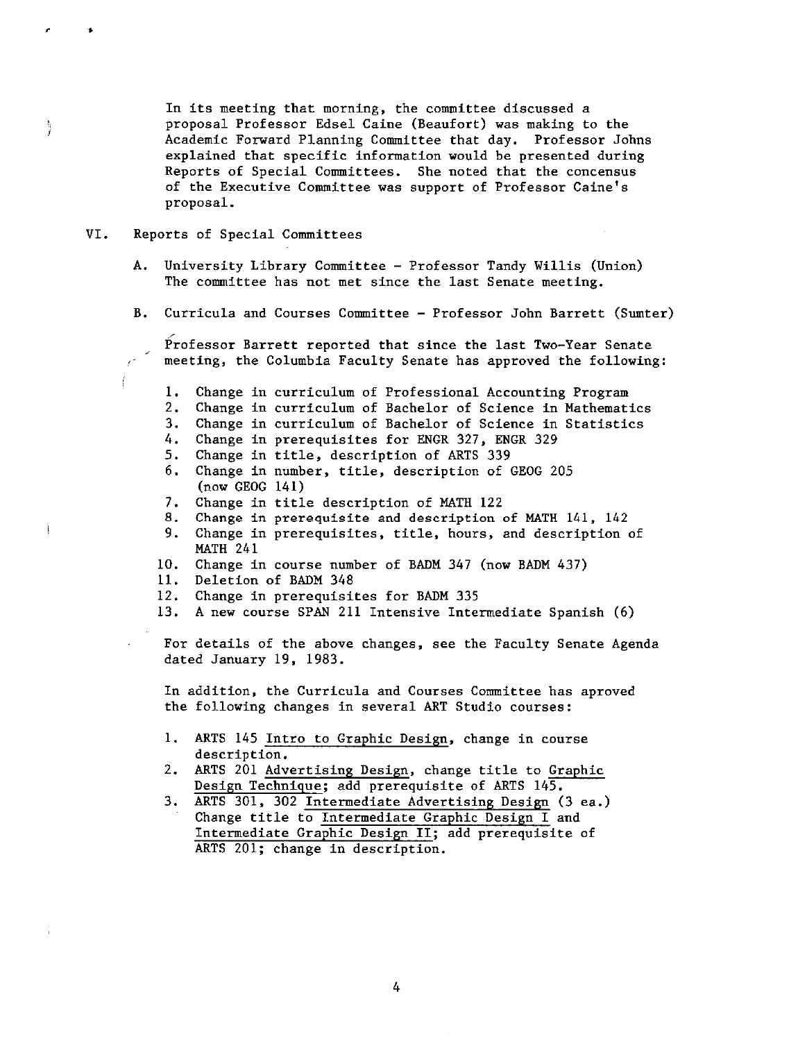In its meeting that morning, the committee discussed a proposal Professor Edsel Caine (Beaufort) was making to the Academic Forward Planning Committee that day. Professor Johns explained that specific information would be presented during Reports of Special Committees. She noted that the concensus of the Executive Committee was support of Professor Caine's proposal.

VI. Reports of Special Committees

A. University Library Committee - Professor Tandy Willis (Union)
The committee has not met since the last Senate meeting.

B. Curricula and Courses Committee - Professor John Barrett (Sumter)

Professor Barrett reported that since the last Two-Year Senate meeting, the Columbia Faculty Senate has approved the following:

1. Change in curriculum of Professional Accounting Program
2. Change in curriculum of Bachelor of Science in Mathematics
3. Change in curriculum of Bachelor of Science in Statistics
4. Change in prerequisites for ENGR 327, ENGR 329
5. Change in title, description of ARTS 339
6. Change in number, title, description of GEOG 205 (now GEOG 141)
7. Change in title description of MATH 122
8. Change in prerequisite and description of MATH 141, 142
9. Change in prerequisites, title, hours, and description of MATH 241
10. Change in course number of BADM 347 (now BADM 437)
11. Deletion of BADM 348
12. Change in prerequisites for BADM 335
13. A new course SPAN 211 Intensive Intermediate Spanish (6)

For details of the above changes, see the Faculty Senate Agenda dated January 19, 1983.

In addition, the Curricula and Courses Committee has aproved the following changes in several ART Studio courses:

1. ARTS 145 Intro to Graphic Design, change in course description.
2. ARTS 201 Advertising Design, change title to Graphic Design Technique; add prerequisite of ARTS 145.
3. ARTS 301, 302 Intermediate Advertising Design (3 ea.) Change title to Intermediate Graphic Design I and Intermediate Graphic Design II; add prerequisite of ARTS 201; change in description.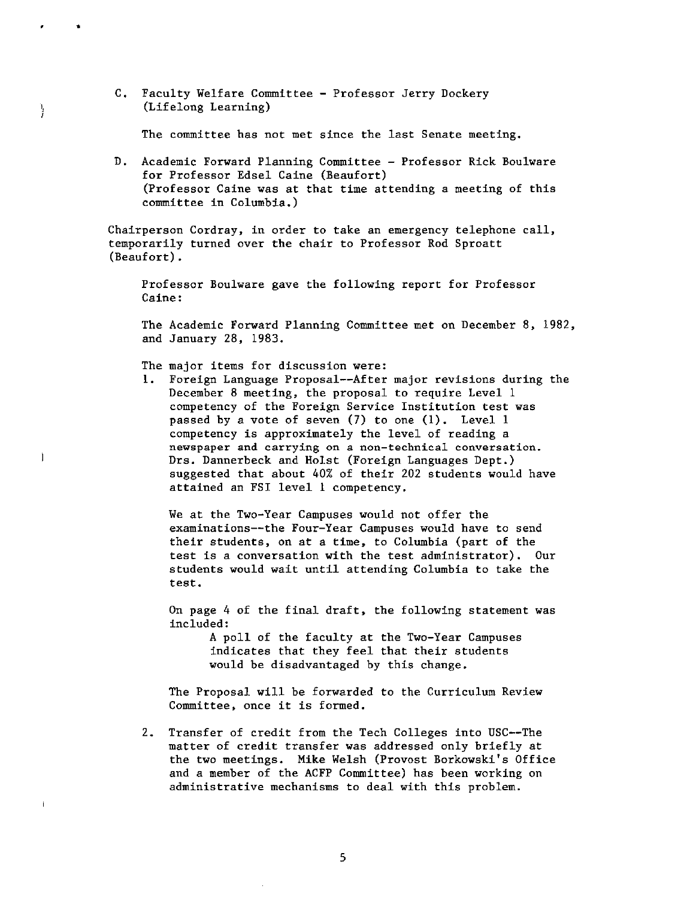C. Faculty Welfare Committee - Professor Jerry Dockery (Lifelong Learning)

The committee has not met since the last Senate meeting.

D. Academic Forward Planning Committee - Professor Rick Boulware for Professor Edsel Caine (Beaufort) (Professor Caine was at that time attending a meeting of this committee in Columbia.)

Chairperson Cordray, in order to take an emergency telephone call, temporarily turned over the chair to Professor Rod Sproatt (Beaufort).

Professor Boulware gave the following report for Professor Caine:

The Academic Forward Planning Committee met on December 8, 1982, and January 28, 1983.

The major items for discussion were:

1. Foreign Language Proposal--After major revisions during the December 8 meeting, the proposal to require Level 1 competency of the Foreign Service Institution test was passed by a vote of seven (7) to one (1). Level 1 competency is approximately the level of reading a newspaper and carrying on a non-technical conversation. Drs. Dannerbeck and Holst (Foreign Languages Dept.) suggested that about 40% of their 202 students would have attained an FSI level 1 competency.

   We at the Two-Year Campuses would not offer the examinations--the Four-Year Campuses would have to send their students, on at a time, to Columbia (part of the test is a conversation with the test administrator). Our students would wait until attending Columbia to take the test.

   On page 4 of the final draft, the following statement was included:

   > A poll of the faculty at the Two-Year Campuses indicates that they feel that their students would be disadvantaged by this change.

   The Proposal will be forwarded to the Curriculum Review Committee, once it is formed.

2. Transfer of credit from the Tech Colleges into USC--The matter of credit transfer was addressed only briefly at the two meetings. Mike Welsh (Provost Borkowski's Office and a member of the ACFP Committee) has been working on administrative mechanisms to deal with this problem.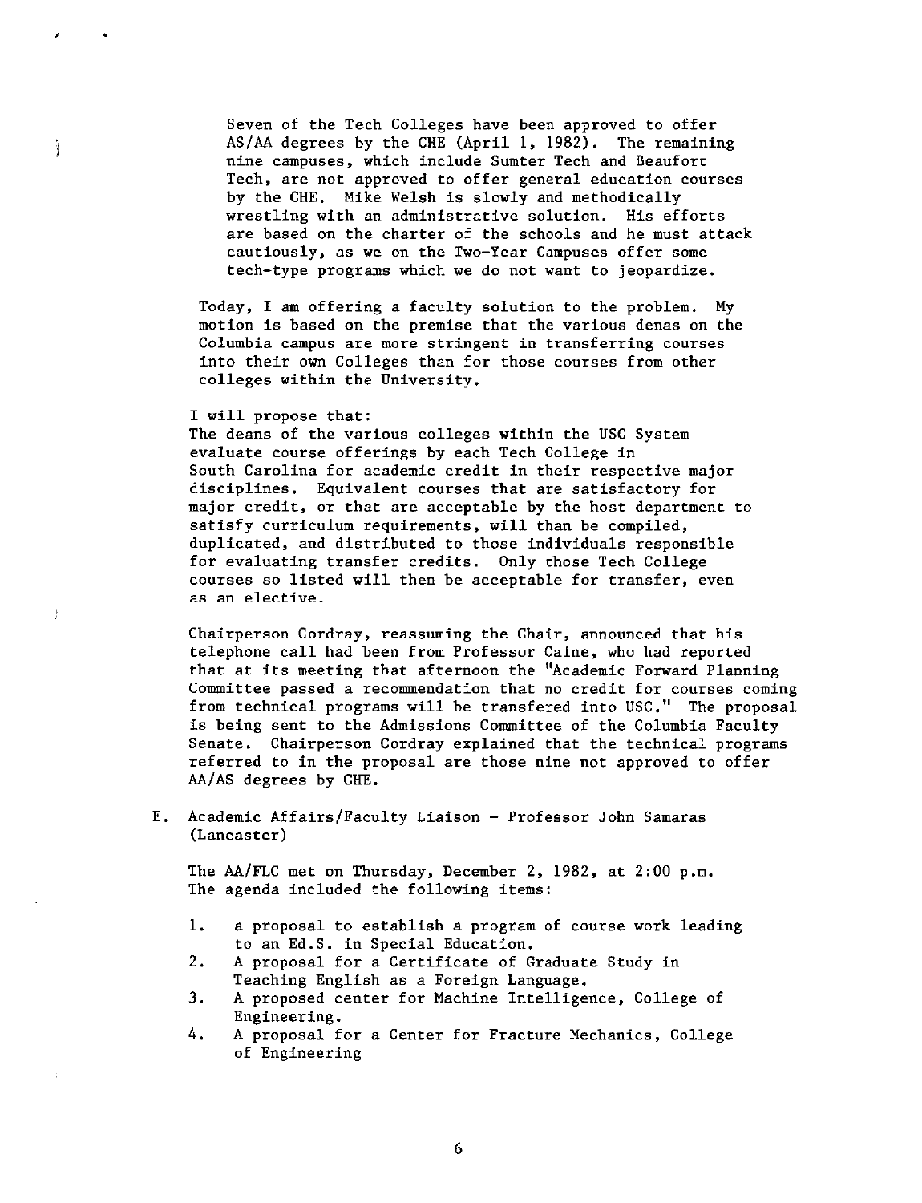Seven of the Tech Colleges have been approved to offer AS/AA degrees by the CHE (April 1, 1982). The remaining nine campuses, which include Sumter Tech and Beaufort Tech, are not approved to offer general education courses by the CHE. Mike Welsh is slowly and methodically wrestling with an administrative solution. His efforts are based on the charter of the schools and he must attack cautiously, as we on the Two-Year Campuses offer some tech-type programs which we do not want to jeopardize.

Today, I am offering a faculty solution to the problem. My motion is based on the premise that the various denas on the Columbia campus are more stringent in transferring courses into their own Colleges than for those courses from other colleges within the University.

I will propose that:
The deans of the various colleges within the USC System evaluate course offerings by each Tech College in South Carolina for academic credit in their respective major disciplines. Equivalent courses that are satisfactory for major credit, or that are acceptable by the host department to satisfy curriculum requirements, will than be compiled, duplicated, and distributed to those individuals responsible for evaluating transfer credits. Only those Tech College courses so listed will then be acceptable for transfer, even as an elective.

Chairperson Cordray, reassuming the Chair, announced that his telephone call had been from Professor Caine, who had reported that at its meeting that afternoon the "Academic Forward Planning Committee passed a recommendation that no credit for courses coming from technical programs will be transfered into USC." The proposal is being sent to the Admissions Committee of the Columbia Faculty Senate. Chairperson Cordray explained that the technical programs referred to in the proposal are those nine not approved to offer AA/AS degrees by CHE.

E. Academic Affairs/Faculty Liaison - Professor John Samaras (Lancaster)

The AA/FLC met on Thursday, December 2, 1982, at 2:00 p.m. The agenda included the following items:

1. a proposal to establish a program of course work leading to an Ed.S. in Special Education.
2. A proposal for a Certificate of Graduate Study in Teaching English as a Foreign Language.
3. A proposed center for Machine Intelligence, College of Engineering.
4. A proposal for a Center for Fracture Mechanics, College of Engineering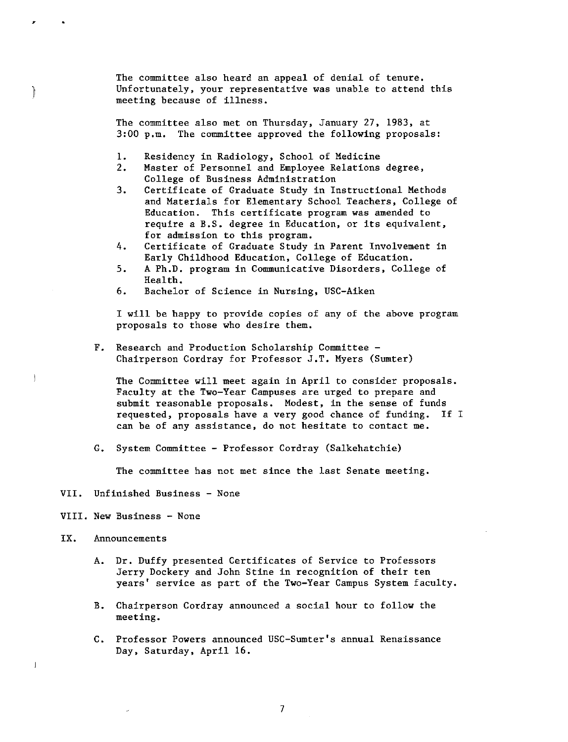The committee also heard an appeal of denial of tenure. Unfortunately, your representative was unable to attend this meeting because of illness.

The committee also met on Thursday, January 27, 1983, at 3:00 p.m. The committee approved the following proposals:

1. Residency in Radiology, School of Medicine
2. Master of Personnel and Employee Relations degree, College of Business Administration
3. Certificate of Graduate Study in Instructional Methods and Materials for Elementary School Teachers, College of Education. This certificate program was amended to require a B.S. degree in Education, or its equivalent, for admission to this program.
4. Certificate of Graduate Study in Parent Involvement in Early Childhood Education, College of Education.
5. A Ph.D. program in Communicative Disorders, College of Health.
6. Bachelor of Science in Nursing, USC-Aiken

I will be happy to provide copies of any of the above program proposals to those who desire them.

F. Research and Production Scholarship Committee - Chairperson Cordray for Professor J.T. Myers (Sumter)

The Committee will meet again in April to consider proposals. Faculty at the Two-Year Campuses are urged to prepare and submit reasonable proposals. Modest, in the sense of funds requested, proposals have a very good chance of funding. If I can be of any assistance, do not hesitate to contact me.

G. System Committee - Professor Cordray (Salkehatchie)

The committee has not met since the last Senate meeting.

VII. Unfinished Business - None

VIII. New Business - None

IX. Announcements

A. Dr. Duffy presented Certificates of Service to Professors Jerry Dockery and John Stine in recognition of their ten years' service as part of the Two-Year Campus System faculty.

B. Chairperson Cordray announced a social hour to follow the meeting.

C. Professor Powers announced USC-Sumter's annual Renaissance Day, Saturday, April 16.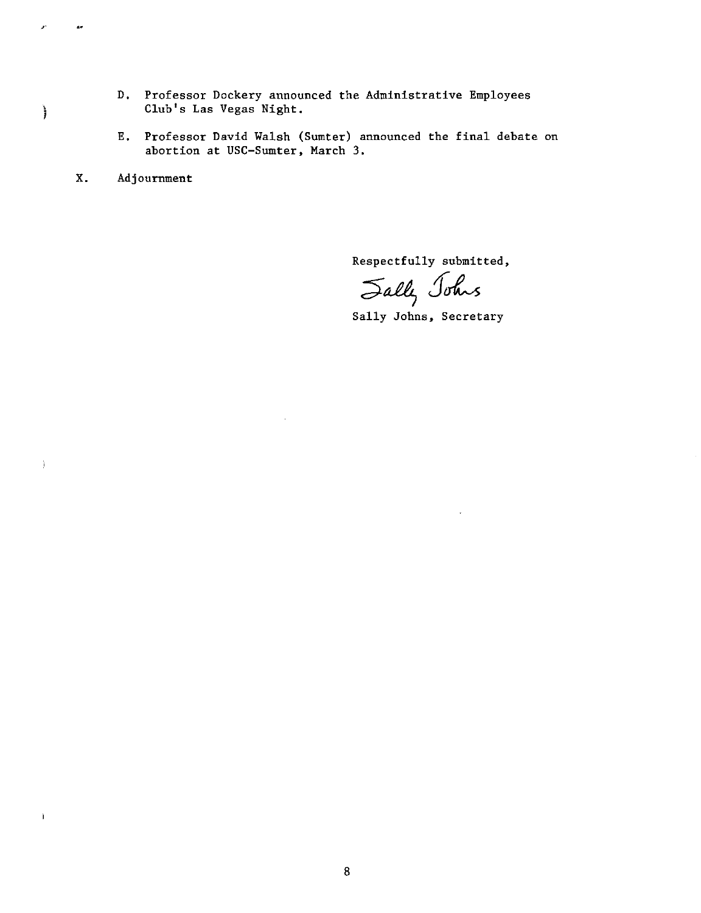D. Professor Dockery announced the Administrative Employees Club's Las Vegas Night.

E. Professor David Walsh (Sumter) announced the final debate on abortion at USC-Sumter, March 3.

X. Adjournment

Respectfully submitted,

Sally Johns

Sally Johns, Secretary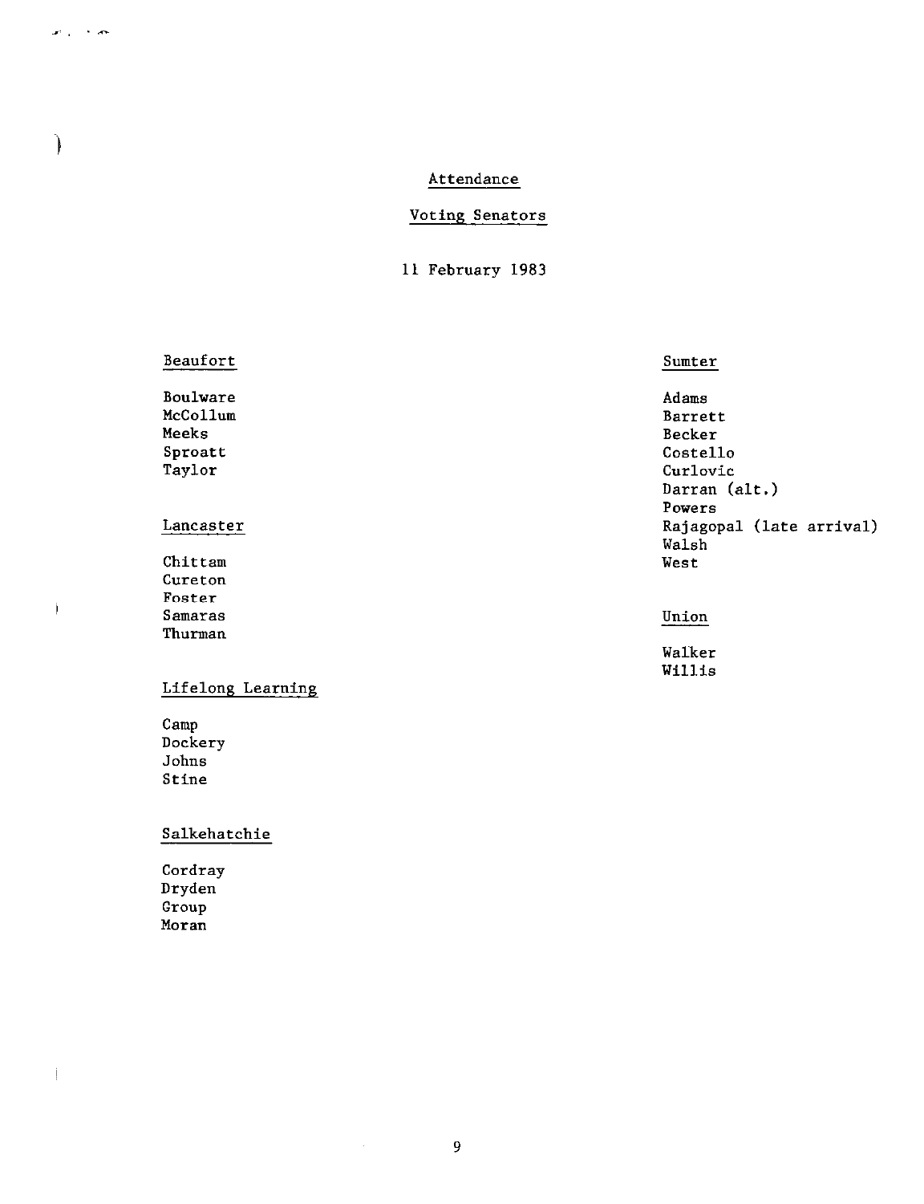# Attendance

## Voting Senators

11 February 1983

### Beaufort

Boulware
McCollum
Meeks
Sproatt
Taylor

### Lancaster

Chittam
Cureton
Foster
Samaras
Thurman

### Lifelong Learning

Camp
Dockery
Johns
Stine

### Salkehatchie

Cordray
Dryden
Group
Moran

### Sumter

Adams
Barrett
Becker
Costello
Curlovic
Darran (alt.)
Powers
Rajagopal (late arrival)
Walsh
West

### Union

Walker
Willis